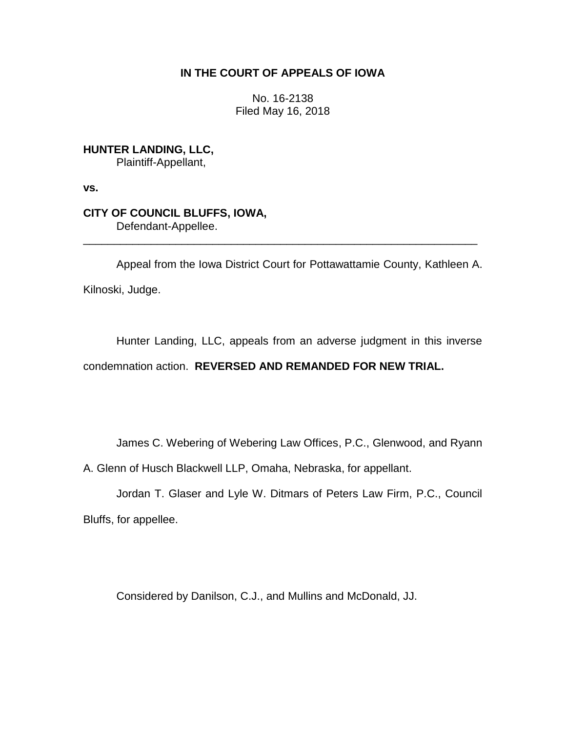**IN THE COURT OF APPEALS OF IOWA**

No. 16-2138
Filed May 16, 2018

**HUNTER LANDING, LLC,**
Plaintiff-Appellant,

**vs.**

**CITY OF COUNCIL BLUFFS, IOWA,**
Defendant-Appellee.

---

Appeal from the Iowa District Court for Pottawattamie County, Kathleen A. Kilnoski, Judge.

Hunter Landing, LLC, appeals from an adverse judgment in this inverse condemnation action. **REVERSED AND REMANDED FOR NEW TRIAL.**

James C. Webering of Webering Law Offices, P.C., Glenwood, and Ryann A. Glenn of Husch Blackwell LLP, Omaha, Nebraska, for appellant.

Jordan T. Glaser and Lyle W. Ditmars of Peters Law Firm, P.C., Council Bluffs, for appellee.

Considered by Danilson, C.J., and Mullins and McDonald, JJ.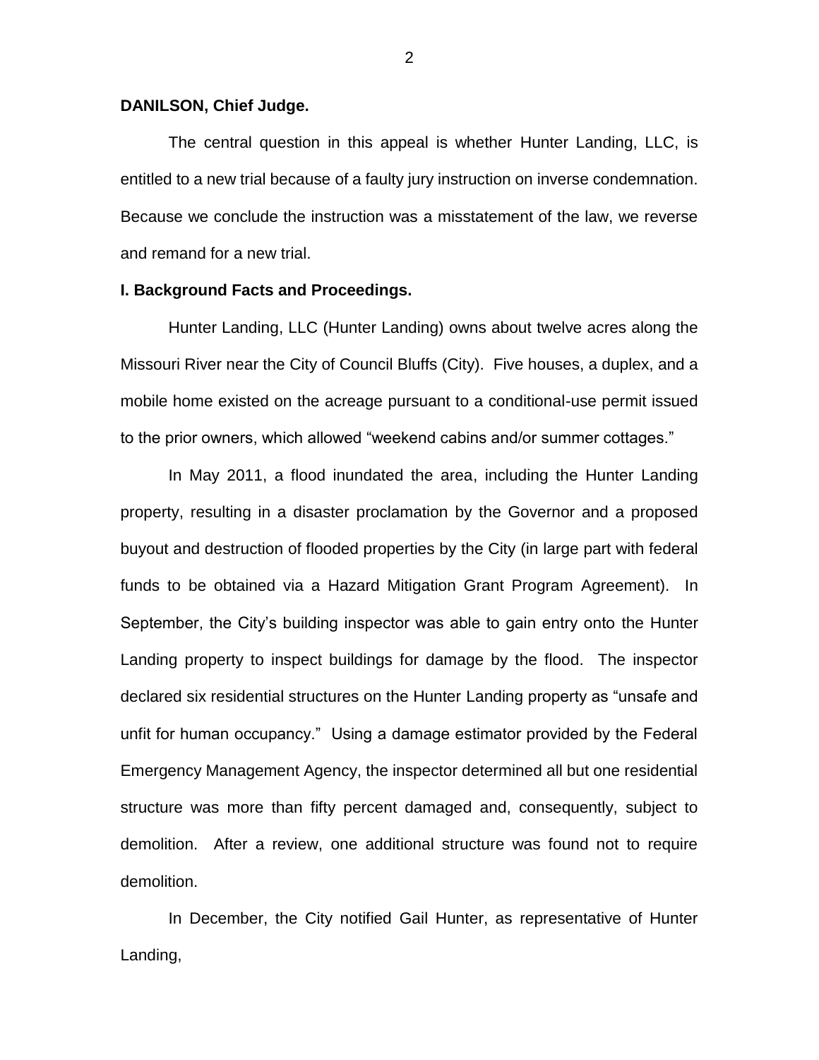**DANILSON, Chief Judge.**

The central question in this appeal is whether Hunter Landing, LLC, is entitled to a new trial because of a faulty jury instruction on inverse condemnation. Because we conclude the instruction was a misstatement of the law, we reverse and remand for a new trial.

**I. Background Facts and Proceedings.**

Hunter Landing, LLC (Hunter Landing) owns about twelve acres along the Missouri River near the City of Council Bluffs (City). Five houses, a duplex, and a mobile home existed on the acreage pursuant to a conditional-use permit issued to the prior owners, which allowed "weekend cabins and/or summer cottages."

In May 2011, a flood inundated the area, including the Hunter Landing property, resulting in a disaster proclamation by the Governor and a proposed buyout and destruction of flooded properties by the City (in large part with federal funds to be obtained via a Hazard Mitigation Grant Program Agreement). In September, the City's building inspector was able to gain entry onto the Hunter Landing property to inspect buildings for damage by the flood. The inspector declared six residential structures on the Hunter Landing property as "unsafe and unfit for human occupancy." Using a damage estimator provided by the Federal Emergency Management Agency, the inspector determined all but one residential structure was more than fifty percent damaged and, consequently, subject to demolition. After a review, one additional structure was found not to require demolition.

In December, the City notified Gail Hunter, as representative of Hunter Landing,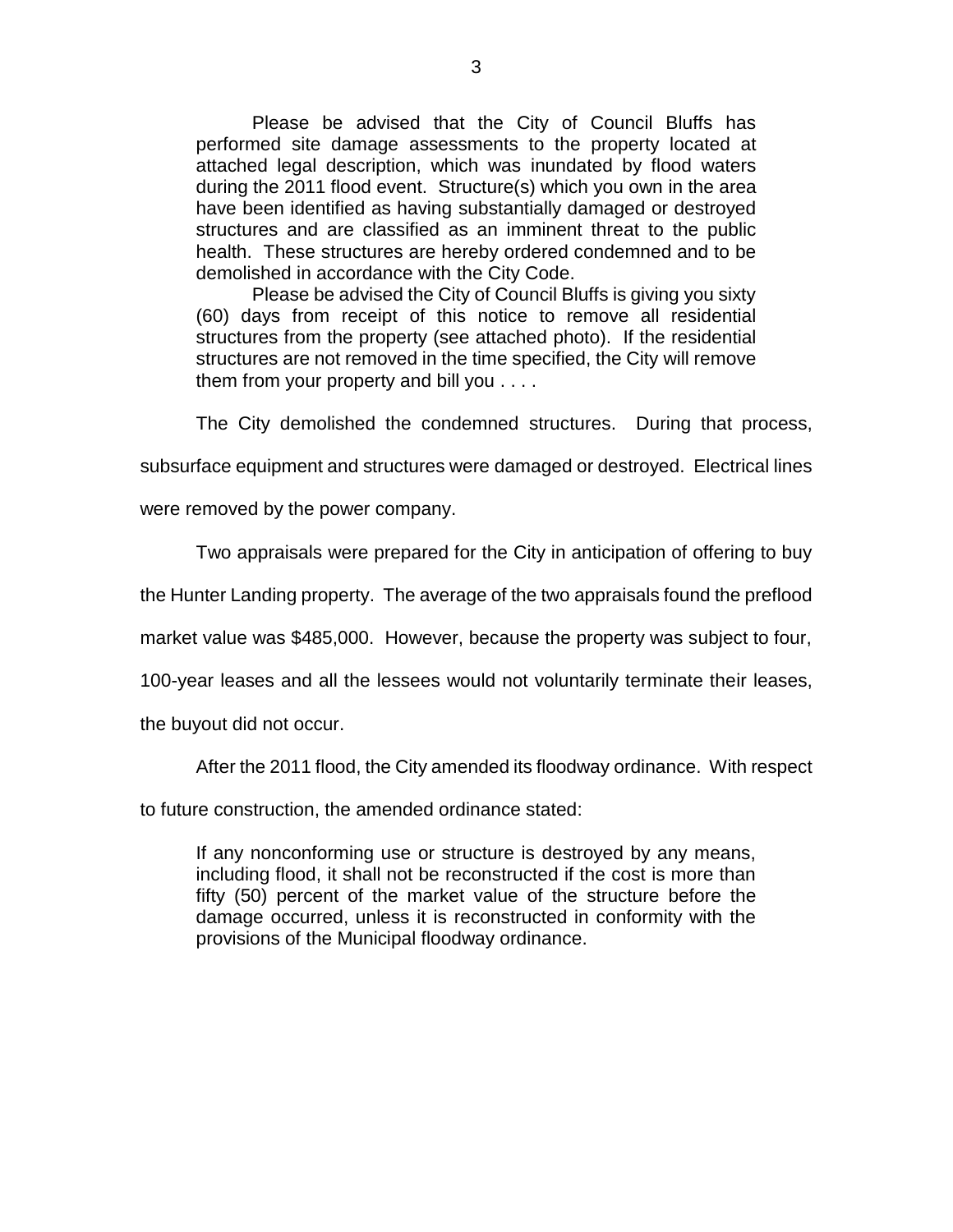> Please be advised that the City of Council Bluffs has performed site damage assessments to the property located at attached legal description, which was inundated by flood waters during the 2011 flood event. Structure(s) which you own in the area have been identified as having substantially damaged or destroyed structures and are classified as an imminent threat to the public health. These structures are hereby ordered condemned and to be demolished in accordance with the City Code.
>
> Please be advised the City of Council Bluffs is giving you sixty (60) days from receipt of this notice to remove all residential structures from the property (see attached photo). If the residential structures are not removed in the time specified, the City will remove them from your property and bill you . . . .

The City demolished the condemned structures. During that process, subsurface equipment and structures were damaged or destroyed. Electrical lines were removed by the power company.

Two appraisals were prepared for the City in anticipation of offering to buy the Hunter Landing property. The average of the two appraisals found the preflood market value was $485,000. However, because the property was subject to four, 100-year leases and all the lessees would not voluntarily terminate their leases, the buyout did not occur.

After the 2011 flood, the City amended its floodway ordinance. With respect to future construction, the amended ordinance stated:

> If any nonconforming use or structure is destroyed by any means, including flood, it shall not be reconstructed if the cost is more than fifty (50) percent of the market value of the structure before the damage occurred, unless it is reconstructed in conformity with the provisions of the Municipal floodway ordinance.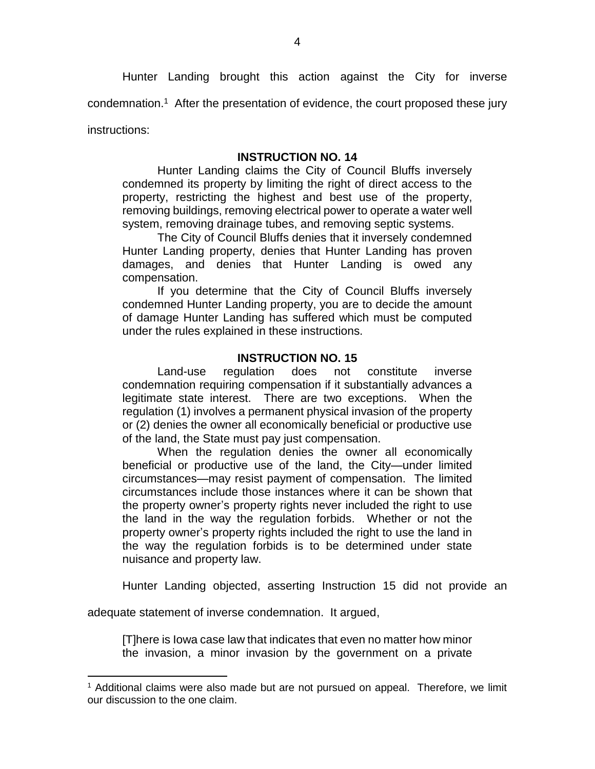Hunter Landing brought this action against the City for inverse condemnation.[1] After the presentation of evidence, the court proposed these jury instructions:

> **INSTRUCTION NO. 14**
>
> Hunter Landing claims the City of Council Bluffs inversely condemned its property by limiting the right of direct access to the property, restricting the highest and best use of the property, removing buildings, removing electrical power to operate a water well system, removing drainage tubes, and removing septic systems.
>
> The City of Council Bluffs denies that it inversely condemned Hunter Landing property, denies that Hunter Landing has proven damages, and denies that Hunter Landing is owed any compensation.
>
> If you determine that the City of Council Bluffs inversely condemned Hunter Landing property, you are to decide the amount of damage Hunter Landing has suffered which must be computed under the rules explained in these instructions.
>
> **INSTRUCTION NO. 15**
>
> Land-use regulation does not constitute inverse condemnation requiring compensation if it substantially advances a legitimate state interest. There are two exceptions. When the regulation (1) involves a permanent physical invasion of the property or (2) denies the owner all economically beneficial or productive use of the land, the State must pay just compensation.
>
> When the regulation denies the owner all economically beneficial or productive use of the land, the City—under limited circumstances—may resist payment of compensation. The limited circumstances include those instances where it can be shown that the property owner's property rights never included the right to use the land in the way the regulation forbids. Whether or not the property owner's property rights included the right to use the land in the way the regulation forbids is to be determined under state nuisance and property law.

Hunter Landing objected, asserting Instruction 15 did not provide an adequate statement of inverse condemnation. It argued,

> [T]here is Iowa case law that indicates that even no matter how minor the invasion, a minor invasion by the government on a private

---

[1] Additional claims were also made but are not pursued on appeal. Therefore, we limit our discussion to the one claim.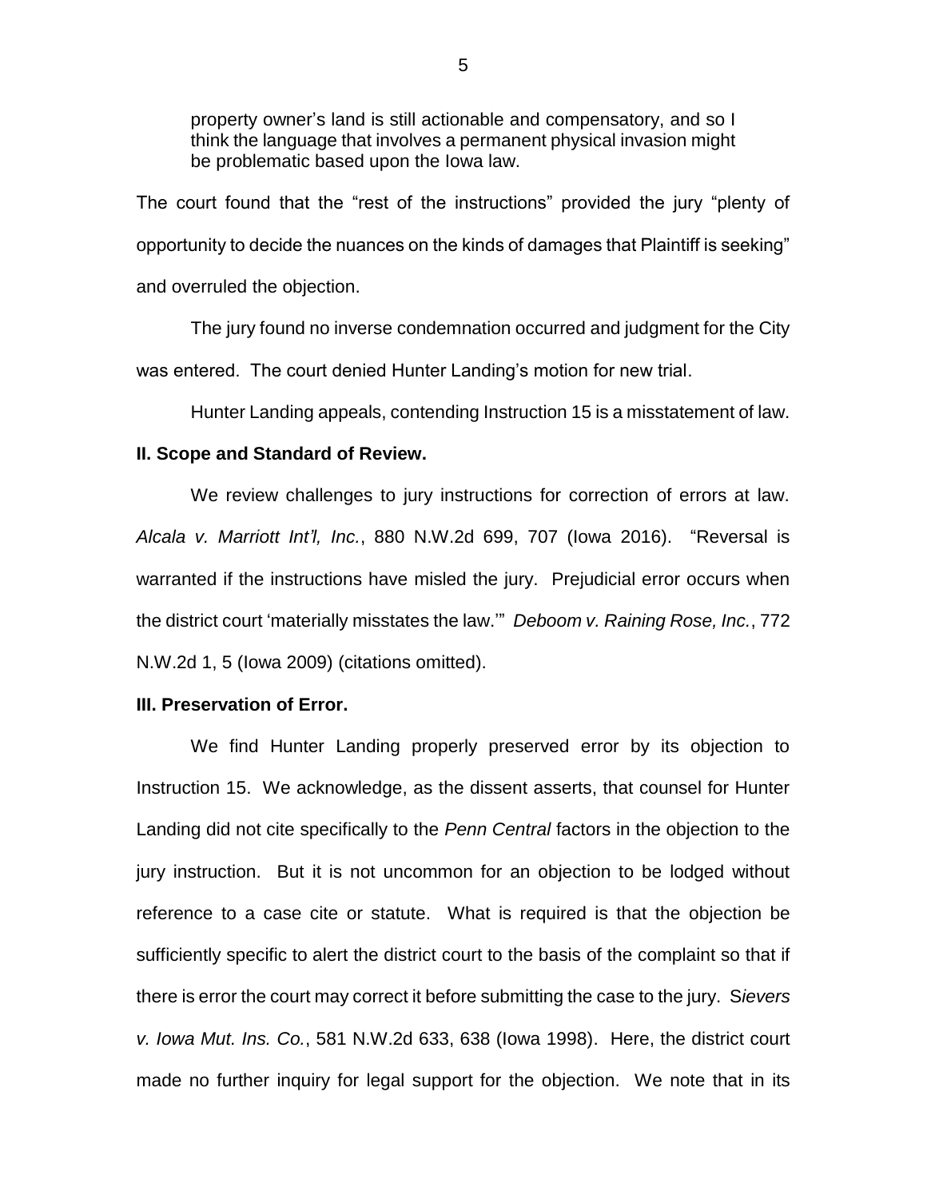> property owner's land is still actionable and compensatory, and so I think the language that involves a permanent physical invasion might be problematic based upon the Iowa law.

The court found that the "rest of the instructions" provided the jury "plenty of opportunity to decide the nuances on the kinds of damages that Plaintiff is seeking" and overruled the objection.

The jury found no inverse condemnation occurred and judgment for the City was entered. The court denied Hunter Landing's motion for new trial.

Hunter Landing appeals, contending Instruction 15 is a misstatement of law.

**II. Scope and Standard of Review.**

We review challenges to jury instructions for correction of errors at law. *Alcala v. Marriott Int'l, Inc.*, 880 N.W.2d 699, 707 (Iowa 2016). "Reversal is warranted if the instructions have misled the jury. Prejudicial error occurs when the district court 'materially misstates the law.'" *Deboom v. Raining Rose, Inc.*, 772 N.W.2d 1, 5 (Iowa 2009) (citations omitted).

**III. Preservation of Error.**

We find Hunter Landing properly preserved error by its objection to Instruction 15. We acknowledge, as the dissent asserts, that counsel for Hunter Landing did not cite specifically to the *Penn Central* factors in the objection to the jury instruction. But it is not uncommon for an objection to be lodged without reference to a case cite or statute. What is required is that the objection be sufficiently specific to alert the district court to the basis of the complaint so that if there is error the court may correct it before submitting the case to the jury. *Sievers v. Iowa Mut. Ins. Co.*, 581 N.W.2d 633, 638 (Iowa 1998). Here, the district court made no further inquiry for legal support for the objection. We note that in its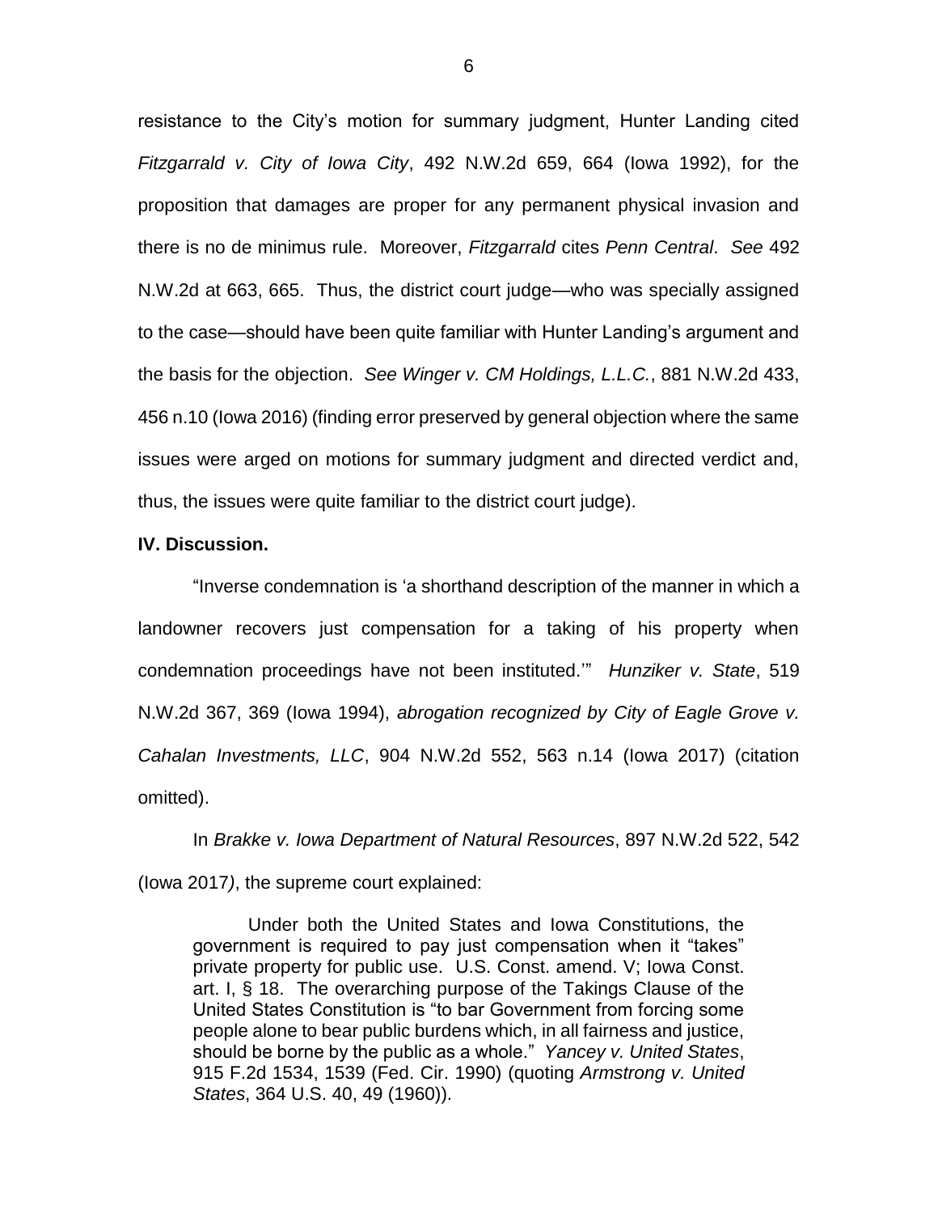resistance to the City's motion for summary judgment, Hunter Landing cited *Fitzgarrald v. City of Iowa City*, 492 N.W.2d 659, 664 (Iowa 1992), for the proposition that damages are proper for any permanent physical invasion and there is no de minimus rule. Moreover, *Fitzgarrald* cites *Penn Central*. *See* 492 N.W.2d at 663, 665. Thus, the district court judge—who was specially assigned to the case—should have been quite familiar with Hunter Landing's argument and the basis for the objection. *See Winger v. CM Holdings, L.L.C.*, 881 N.W.2d 433, 456 n.10 (Iowa 2016) (finding error preserved by general objection where the same issues were arged on motions for summary judgment and directed verdict and, thus, the issues were quite familiar to the district court judge).

**IV. Discussion.**

"Inverse condemnation is 'a shorthand description of the manner in which a landowner recovers just compensation for a taking of his property when condemnation proceedings have not been instituted.'" *Hunziker v. State*, 519 N.W.2d 367, 369 (Iowa 1994), *abrogation recognized by City of Eagle Grove v. Cahalan Investments, LLC*, 904 N.W.2d 552, 563 n.14 (Iowa 2017) (citation omitted).

In *Brakke v. Iowa Department of Natural Resources*, 897 N.W.2d 522, 542 (Iowa 2017), the supreme court explained:

> Under both the United States and Iowa Constitutions, the government is required to pay just compensation when it "takes" private property for public use. U.S. Const. amend. V; Iowa Const. art. I, § 18. The overarching purpose of the Takings Clause of the United States Constitution is "to bar Government from forcing some people alone to bear public burdens which, in all fairness and justice, should be borne by the public as a whole." *Yancey v. United States*, 915 F.2d 1534, 1539 (Fed. Cir. 1990) (quoting *Armstrong v. United States*, 364 U.S. 40, 49 (1960)).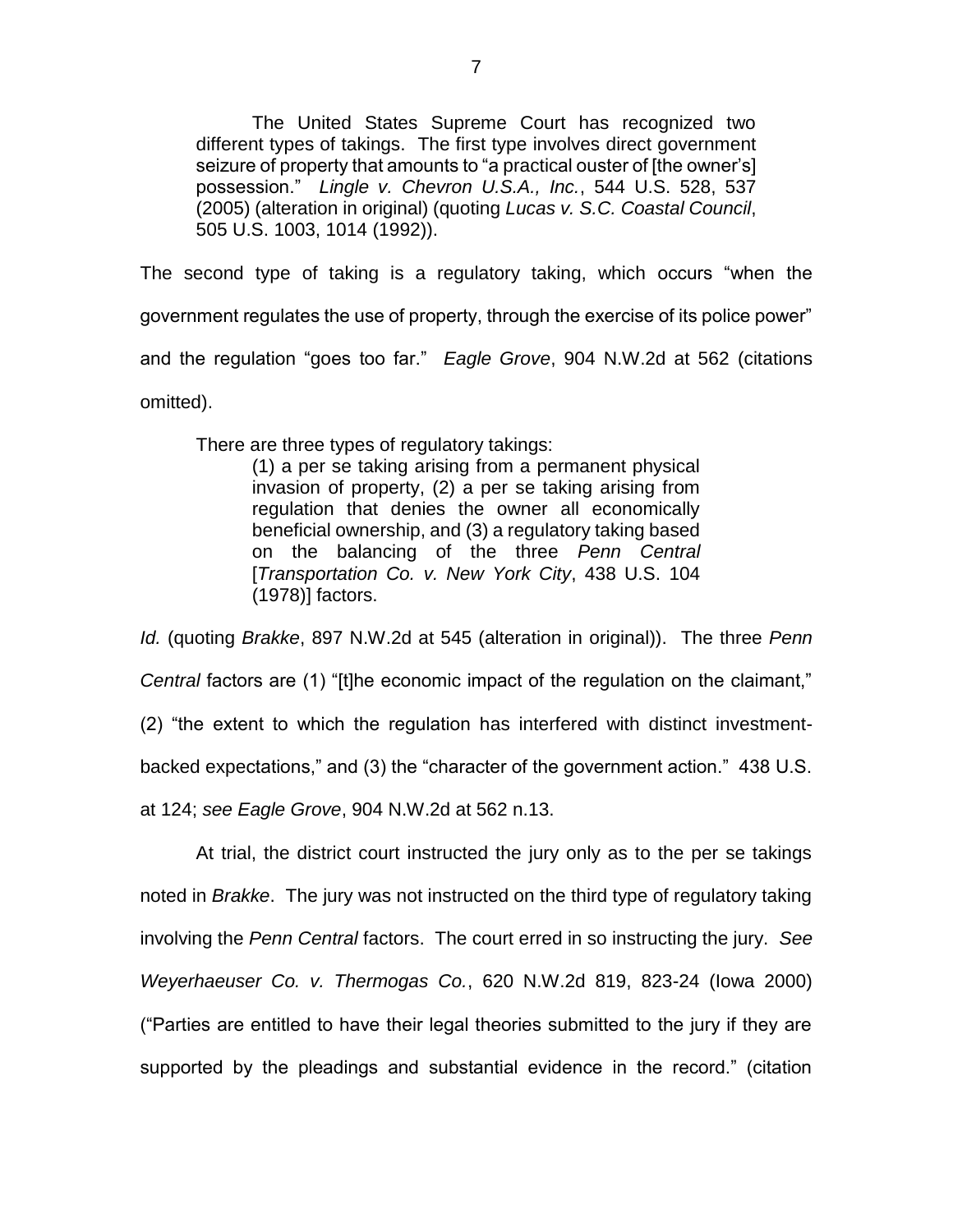> The United States Supreme Court has recognized two different types of takings. The first type involves direct government seizure of property that amounts to "a practical ouster of [the owner's] possession." *Lingle v. Chevron U.S.A., Inc.*, 544 U.S. 528, 537 (2005) (alteration in original) (quoting *Lucas v. S.C. Coastal Council*, 505 U.S. 1003, 1014 (1992)).

The second type of taking is a regulatory taking, which occurs "when the government regulates the use of property, through the exercise of its police power" and the regulation "goes too far." *Eagle Grove*, 904 N.W.2d at 562 (citations omitted).

> There are three types of regulatory takings:
>
> > (1) a per se taking arising from a permanent physical invasion of property, (2) a per se taking arising from regulation that denies the owner all economically beneficial ownership, and (3) a regulatory taking based on the balancing of the three *Penn Central* [*Transportation Co. v. New York City*, 438 U.S. 104 (1978)] factors.

*Id.* (quoting *Brakke*, 897 N.W.2d at 545 (alteration in original)). The three *Penn Central* factors are (1) "[t]he economic impact of the regulation on the claimant," (2) "the extent to which the regulation has interfered with distinct investment-backed expectations," and (3) the "character of the government action." 438 U.S. at 124; *see Eagle Grove*, 904 N.W.2d at 562 n.13.

At trial, the district court instructed the jury only as to the per se takings noted in *Brakke*. The jury was not instructed on the third type of regulatory taking involving the *Penn Central* factors. The court erred in so instructing the jury. *See Weyerhaeuser Co. v. Thermogas Co.*, 620 N.W.2d 819, 823-24 (Iowa 2000) ("Parties are entitled to have their legal theories submitted to the jury if they are supported by the pleadings and substantial evidence in the record." (citation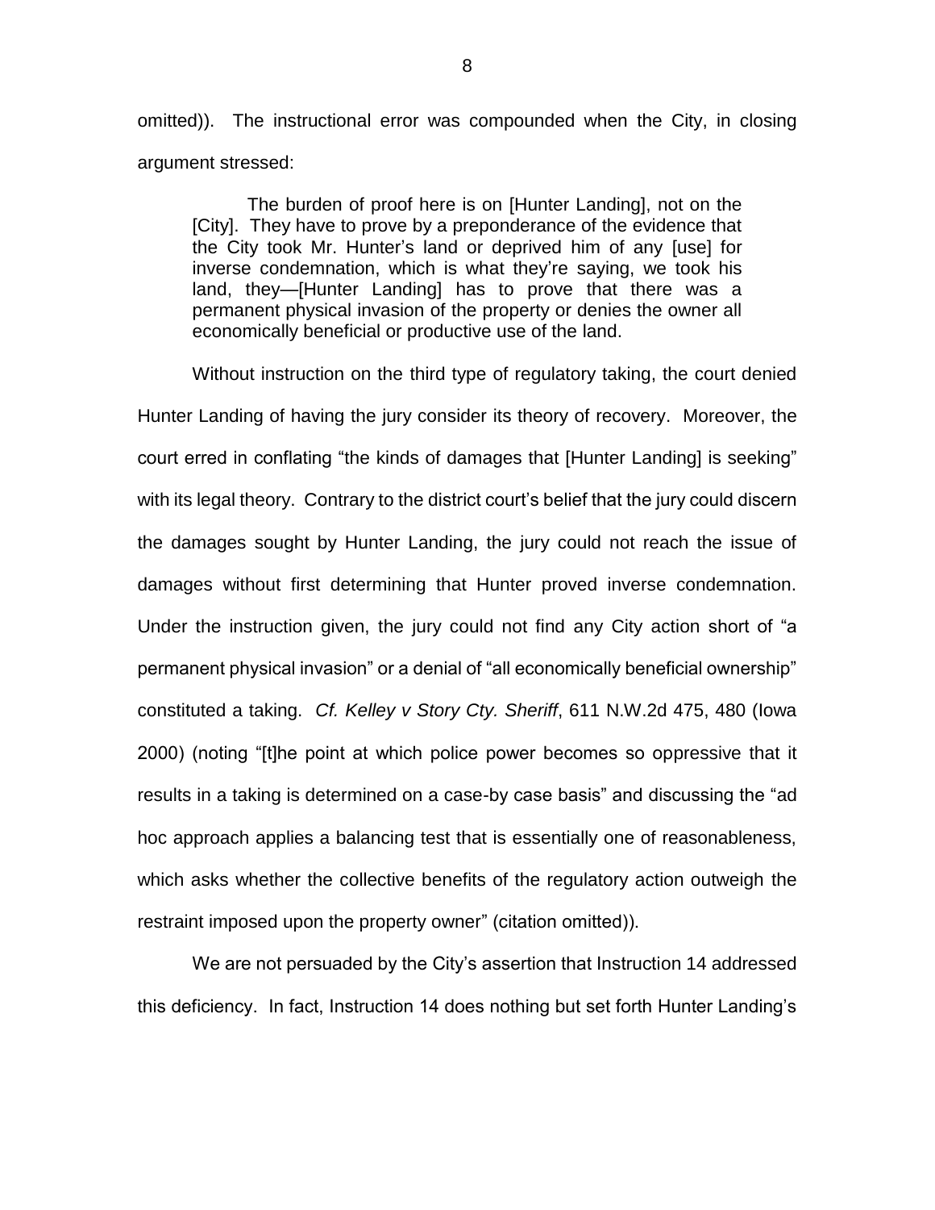omitted)). The instructional error was compounded when the City, in closing argument stressed:

> The burden of proof here is on [Hunter Landing], not on the [City]. They have to prove by a preponderance of the evidence that the City took Mr. Hunter's land or deprived him of any [use] for inverse condemnation, which is what they're saying, we took his land, they—[Hunter Landing] has to prove that there was a permanent physical invasion of the property or denies the owner all economically beneficial or productive use of the land.

Without instruction on the third type of regulatory taking, the court denied Hunter Landing of having the jury consider its theory of recovery. Moreover, the court erred in conflating "the kinds of damages that [Hunter Landing] is seeking" with its legal theory. Contrary to the district court's belief that the jury could discern the damages sought by Hunter Landing, the jury could not reach the issue of damages without first determining that Hunter proved inverse condemnation. Under the instruction given, the jury could not find any City action short of "a permanent physical invasion" or a denial of "all economically beneficial ownership" constituted a taking. *Cf. Kelley v Story Cty. Sheriff*, 611 N.W.2d 475, 480 (Iowa 2000) (noting "[t]he point at which police power becomes so oppressive that it results in a taking is determined on a case-by case basis" and discussing the "ad hoc approach applies a balancing test that is essentially one of reasonableness, which asks whether the collective benefits of the regulatory action outweigh the restraint imposed upon the property owner" (citation omitted)).

We are not persuaded by the City's assertion that Instruction 14 addressed this deficiency. In fact, Instruction 14 does nothing but set forth Hunter Landing's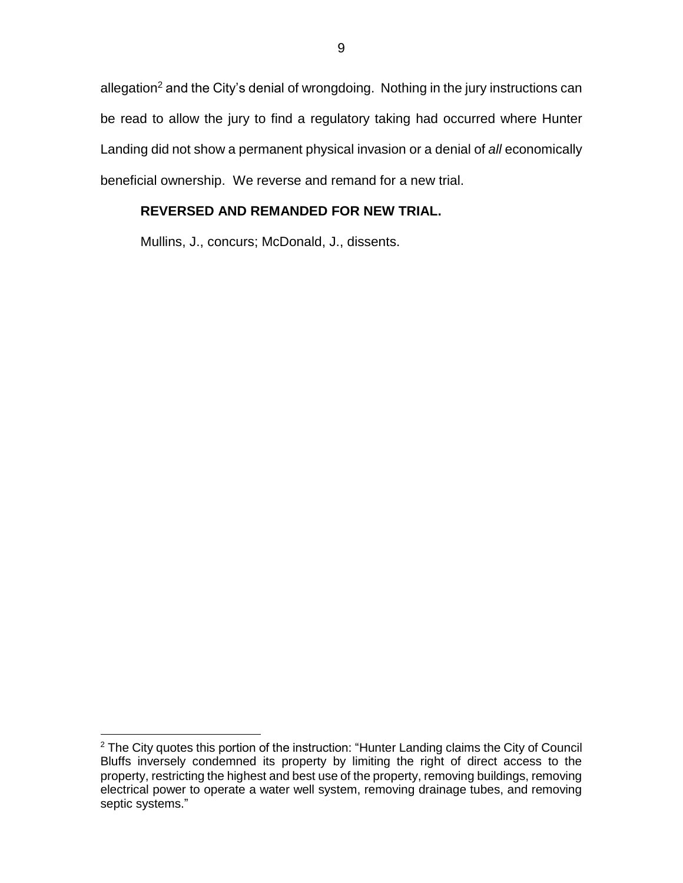allegation[2] and the City's denial of wrongdoing. Nothing in the jury instructions can be read to allow the jury to find a regulatory taking had occurred where Hunter Landing did not show a permanent physical invasion or a denial of *all* economically beneficial ownership. We reverse and remand for a new trial.

**REVERSED AND REMANDED FOR NEW TRIAL.**

Mullins, J., concurs; McDonald, J., dissents.

---

[2] The City quotes this portion of the instruction: "Hunter Landing claims the City of Council Bluffs inversely condemned its property by limiting the right of direct access to the property, restricting the highest and best use of the property, removing buildings, removing electrical power to operate a water well system, removing drainage tubes, and removing septic systems."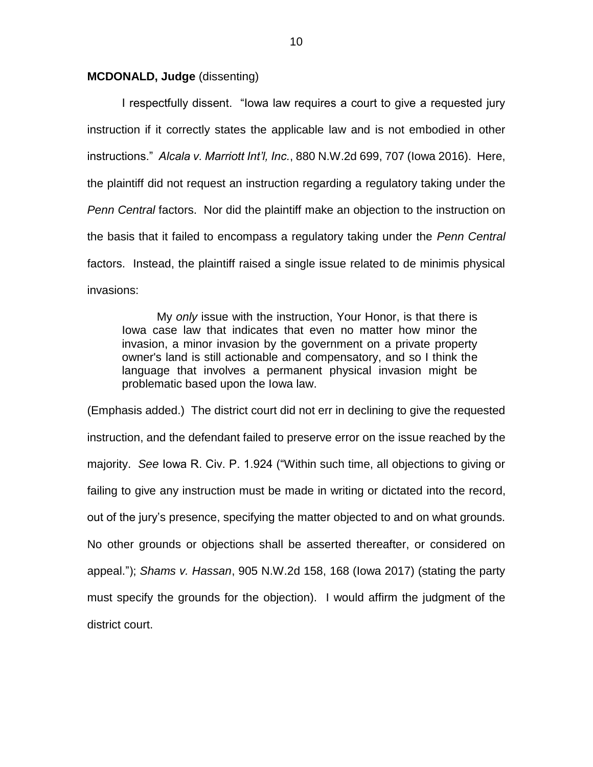**MCDONALD, Judge** (dissenting)

I respectfully dissent. "Iowa law requires a court to give a requested jury instruction if it correctly states the applicable law and is not embodied in other instructions." *Alcala v. Marriott Int'l, Inc.*, 880 N.W.2d 699, 707 (Iowa 2016). Here, the plaintiff did not request an instruction regarding a regulatory taking under the *Penn Central* factors. Nor did the plaintiff make an objection to the instruction on the basis that it failed to encompass a regulatory taking under the *Penn Central* factors. Instead, the plaintiff raised a single issue related to de minimis physical invasions:

> My *only* issue with the instruction, Your Honor, is that there is Iowa case law that indicates that even no matter how minor the invasion, a minor invasion by the government on a private property owner's land is still actionable and compensatory, and so I think the language that involves a permanent physical invasion might be problematic based upon the Iowa law.

(Emphasis added.) The district court did not err in declining to give the requested instruction, and the defendant failed to preserve error on the issue reached by the majority. *See* Iowa R. Civ. P. 1.924 ("Within such time, all objections to giving or failing to give any instruction must be made in writing or dictated into the record, out of the jury's presence, specifying the matter objected to and on what grounds. No other grounds or objections shall be asserted thereafter, or considered on appeal."); *Shams v. Hassan*, 905 N.W.2d 158, 168 (Iowa 2017) (stating the party must specify the grounds for the objection). I would affirm the judgment of the district court.